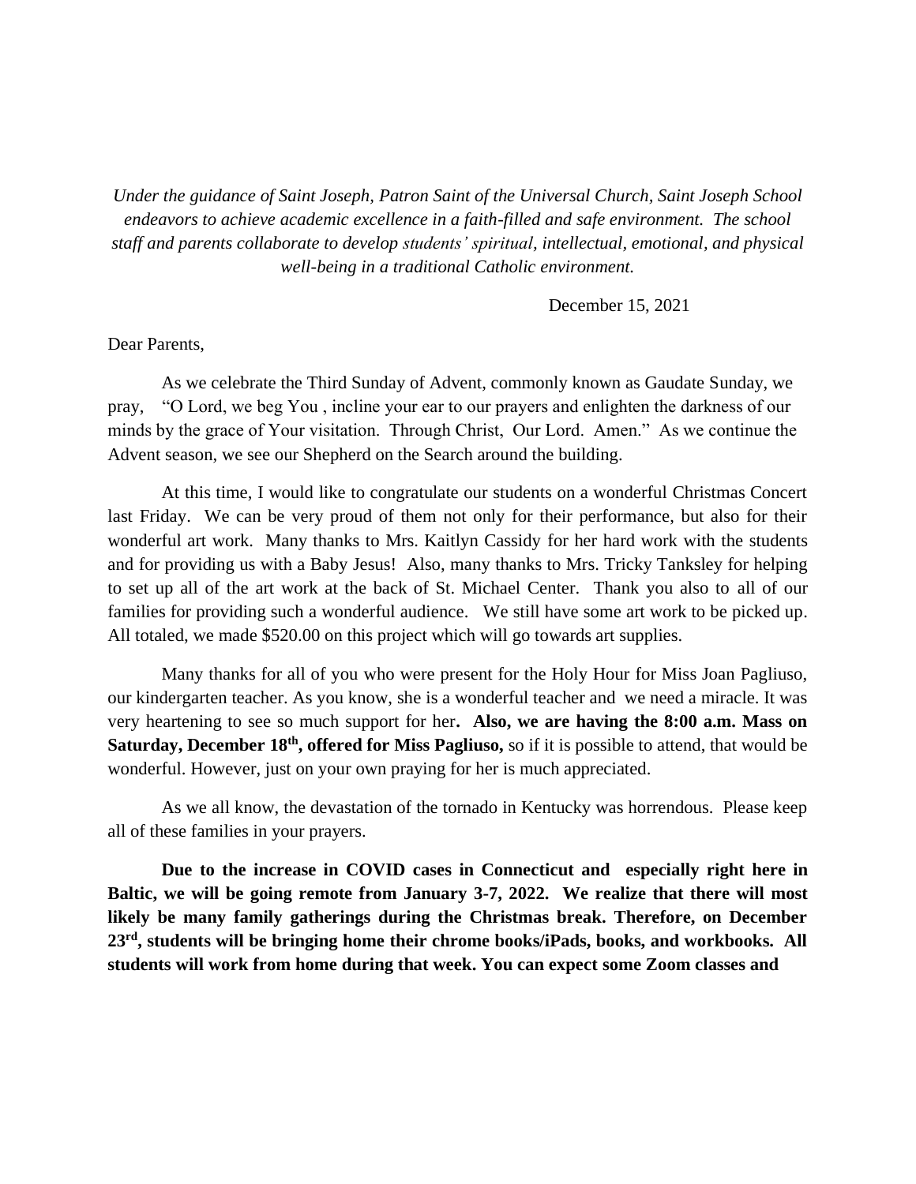*Under the guidance of Saint Joseph, Patron Saint of the Universal Church, Saint Joseph School endeavors to achieve academic excellence in a faith-filled and safe environment. The school staff and parents collaborate to develop students' spiritual, intellectual, emotional, and physical well-being in a traditional Catholic environment.*

December 15, 2021

Dear Parents,

As we celebrate the Third Sunday of Advent, commonly known as Gaudate Sunday, we pray, "O Lord, we beg You , incline your ear to our prayers and enlighten the darkness of our minds by the grace of Your visitation. Through Christ, Our Lord. Amen." As we continue the Advent season, we see our Shepherd on the Search around the building.

At this time, I would like to congratulate our students on a wonderful Christmas Concert last Friday. We can be very proud of them not only for their performance, but also for their wonderful art work. Many thanks to Mrs. Kaitlyn Cassidy for her hard work with the students and for providing us with a Baby Jesus! Also, many thanks to Mrs. Tricky Tanksley for helping to set up all of the art work at the back of St. Michael Center. Thank you also to all of our families for providing such a wonderful audience. We still have some art work to be picked up. All totaled, we made $520.00 on this project which will go towards art supplies.

Many thanks for all of you who were present for the Holy Hour for Miss Joan Pagliuso, our kindergarten teacher. As you know, she is a wonderful teacher and we need a miracle. It was very heartening to see so much support for her**. Also, we are having the 8:00 a.m. Mass on Saturday, December 18th, offered for Miss Pagliuso,** so if it is possible to attend, that would be wonderful. However, just on your own praying for her is much appreciated.

As we all know, the devastation of the tornado in Kentucky was horrendous. Please keep all of these families in your prayers.

**Due to the increase in COVID cases in Connecticut and especially right here in Baltic, we will be going remote from January 3-7, 2022. We realize that there will most likely be many family gatherings during the Christmas break. Therefore, on December 23rd, students will be bringing home their chrome books/iPads, books, and workbooks. All students will work from home during that week. You can expect some Zoom classes and**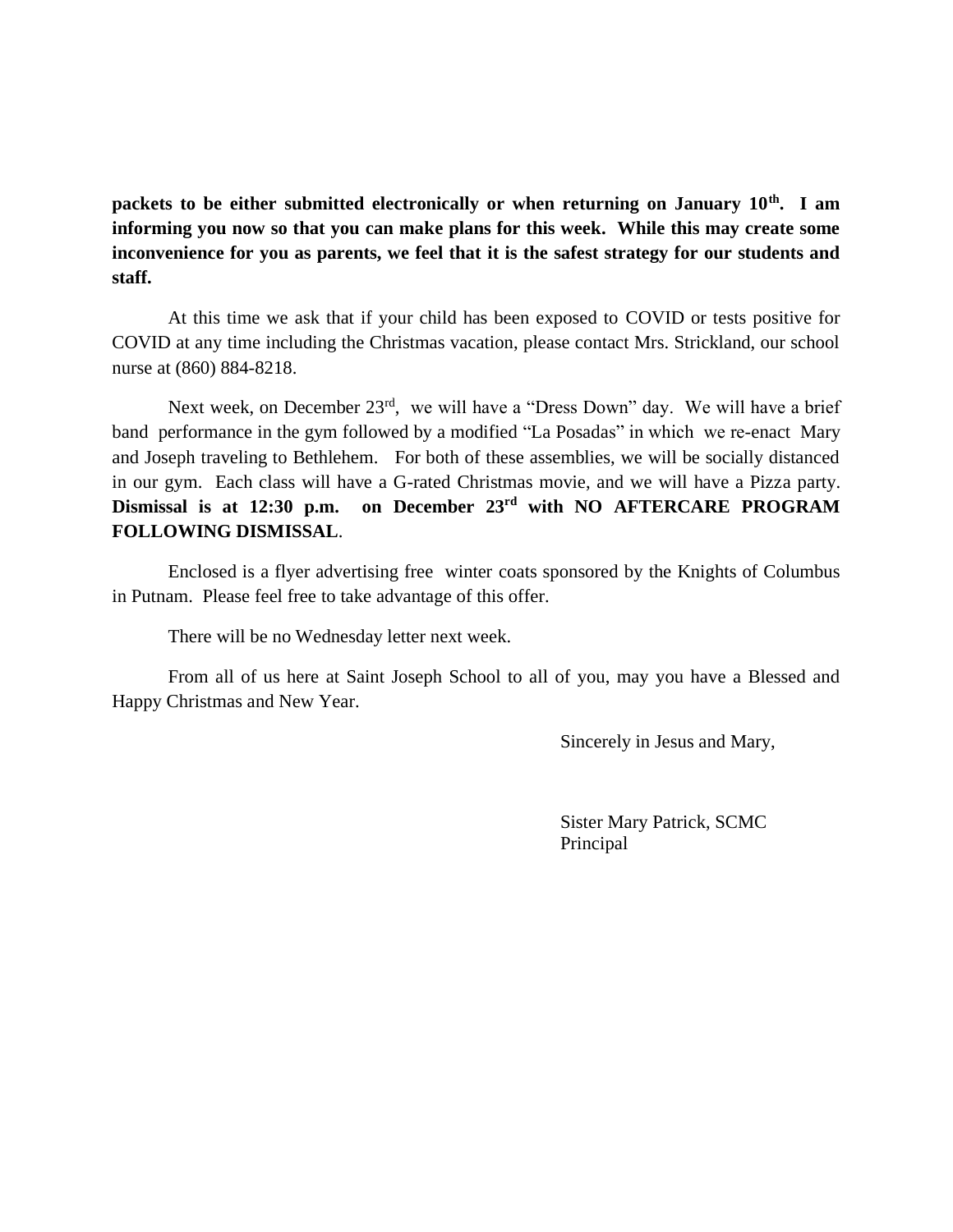**packets to be either submitted electronically or when returning on January 10th. I am informing you now so that you can make plans for this week. While this may create some inconvenience for you as parents, we feel that it is the safest strategy for our students and staff.**

At this time we ask that if your child has been exposed to COVID or tests positive for COVID at any time including the Christmas vacation, please contact Mrs. Strickland, our school nurse at (860) 884-8218.

Next week, on December 23rd, we will have a "Dress Down" day. We will have a brief band performance in the gym followed by a modified "La Posadas" in which we re-enact Mary and Joseph traveling to Bethlehem. For both of these assemblies, we will be socially distanced in our gym. Each class will have a G-rated Christmas movie, and we will have a Pizza party. **Dismissal is at 12:30 p.m. on December 23rd with NO AFTERCARE PROGRAM FOLLOWING DISMISSAL**.

Enclosed is a flyer advertising free winter coats sponsored by the Knights of Columbus in Putnam. Please feel free to take advantage of this offer.

There will be no Wednesday letter next week.

From all of us here at Saint Joseph School to all of you, may you have a Blessed and Happy Christmas and New Year.

Sincerely in Jesus and Mary,

Sister Mary Patrick, SCMC
Principal